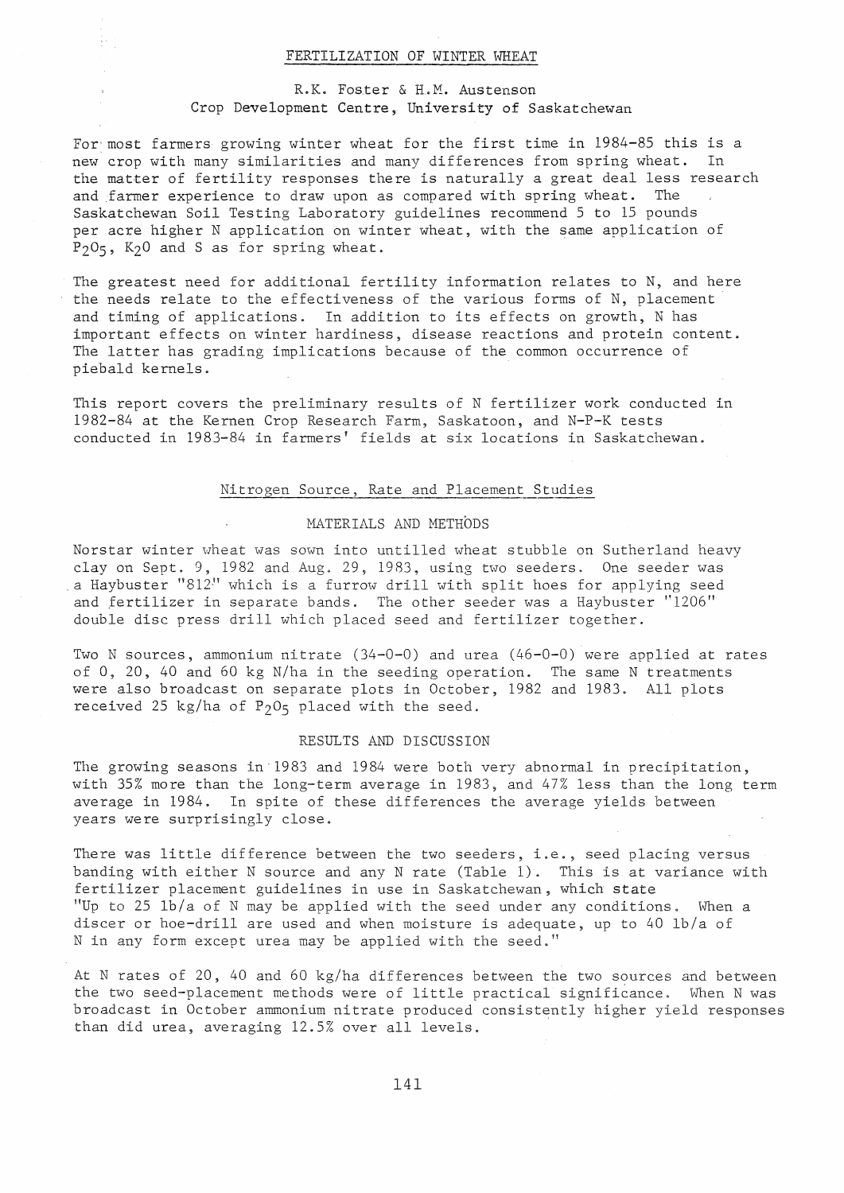# FERTILIZATION OF WINTER WHEAT

R.K. Foster & H.M. Austenson
Crop Development Centre, University of Saskatchewan

For most farmers growing winter wheat for the first time in 1984-85 this is a new crop with many similarities and many differences from spring wheat. In the matter of fertility responses there is naturally a great deal less research and farmer experience to draw upon as compared with spring wheat. The Saskatchewan Soil Testing Laboratory guidelines recommend 5 to 15 pounds per acre higher N application on winter wheat, with the same application of $P_2O_5$, $K_2O$ and S as for spring wheat.

The greatest need for additional fertility information relates to N, and here the needs relate to the effectiveness of the various forms of N, placement and timing of applications. In addition to its effects on growth, N has important effects on winter hardiness, disease reactions and protein content. The latter has grading implications because of the common occurrence of piebald kernels.

This report covers the preliminary results of N fertilizer work conducted in 1982-84 at the Kernen Crop Research Farm, Saskatoon, and N-P-K tests conducted in 1983-84 in farmers' fields at six locations in Saskatchewan.

## Nitrogen Source, Rate and Placement Studies

### MATERIALS AND METHODS

Norstar winter wheat was sown into untilled wheat stubble on Sutherland heavy clay on Sept. 9, 1982 and Aug. 29, 1983, using two seeders. One seeder was a Haybuster "812" which is a furrow drill with split hoes for applying seed and fertilizer in separate bands. The other seeder was a Haybuster "1206" double disc press drill which placed seed and fertilizer together.

Two N sources, ammonium nitrate (34-0-0) and urea (46-0-0) were applied at rates of 0, 20, 40 and 60 kg N/ha in the seeding operation. The same N treatments were also broadcast on separate plots in October, 1982 and 1983. All plots received 25 kg/ha of $P_2O_5$ placed with the seed.

### RESULTS AND DISCUSSION

The growing seasons in 1983 and 1984 were both very abnormal in precipitation, with 35% more than the long-term average in 1983, and 47% less than the long term average in 1984. In spite of these differences the average yields between years were surprisingly close.

There was little difference between the two seeders, i.e., seed placing versus banding with either N source and any N rate (Table 1). This is at variance with fertilizer placement guidelines in use in Saskatchewan, which state "Up to 25 lb/a of N may be applied with the seed under any conditions. When a discer or hoe-drill are used and when moisture is adequate, up to 40 lb/a of N in any form except urea may be applied with the seed."

At N rates of 20, 40 and 60 kg/ha differences between the two sources and between the two seed-placement methods were of little practical significance. When N was broadcast in October ammonium nitrate produced consistently higher yield responses than did urea, averaging 12.5% over all levels.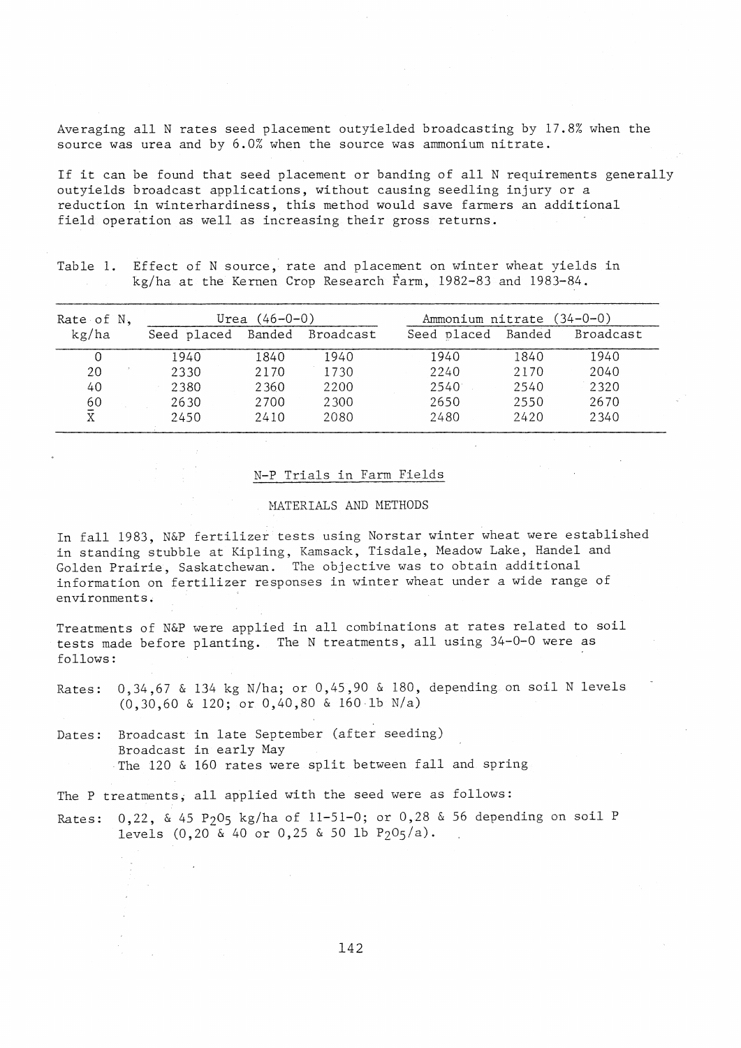Averaging all N rates seed placement outyielded broadcasting by 17.8% when the source was urea and by 6.0% when the source was ammonium nitrate.

If it can be found that seed placement or banding of all N requirements generally outyields broadcast applications, without causing seedling injury or a reduction in winterhardiness, this method would save farmers an additional field operation as well as increasing their gross returns.

Table 1. Effect of N source, rate and placement on winter wheat yields in kg/ha at the Kernen Crop Research Farm, 1982-83 and 1983-84.

| Rate of N, kg/ha | Urea (46-0-0) | | | Ammonium nitrate (34-0-0) | | |
|---|---|---|---|---|---|---|
| | Seed placed | Banded | Broadcast | Seed placed | Banded | Broadcast |
| 0 | 1940 | 1840 | 1940 | 1940 | 1840 | 1940 |
| 20 | 2330 | 2170 | 1730 | 2240 | 2170 | 2040 |
| 40 | 2380 | 2360 | 2200 | 2540 | 2540 | 2320 |
| 60 | 2630 | 2700 | 2300 | 2650 | 2550 | 2670 |
| $\bar{X}$ | 2450 | 2410 | 2080 | 2480 | 2420 | 2340 |

## N-P Trials in Farm Fields

### MATERIALS AND METHODS

In fall 1983, N&P fertilizer tests using Norstar winter wheat were established in standing stubble at Kipling, Kamsack, Tisdale, Meadow Lake, Handel and Golden Prairie, Saskatchewan. The objective was to obtain additional information on fertilizer responses in winter wheat under a wide range of environments.

Treatments of N&P were applied in all combinations at rates related to soil tests made before planting. The N treatments, all using 34-0-0 were as follows:

Rates: 0,34,67 & 134 kg N/ha; or 0,45,90 & 180, depending on soil N levels (0,30,60 & 120; or 0,40,80 & 160 lb N/a)

Dates: Broadcast in late September (after seeding)
Broadcast in early May
The 120 & 160 rates were split between fall and spring

The P treatments, all applied with the seed were as follows:

Rates: 0,22, & 45 $P_2O_5$ kg/ha of 11-51-0; or 0,28 & 56 depending on soil P levels (0,20 & 40 or 0,25 & 50 lb $P_2O_5$/a).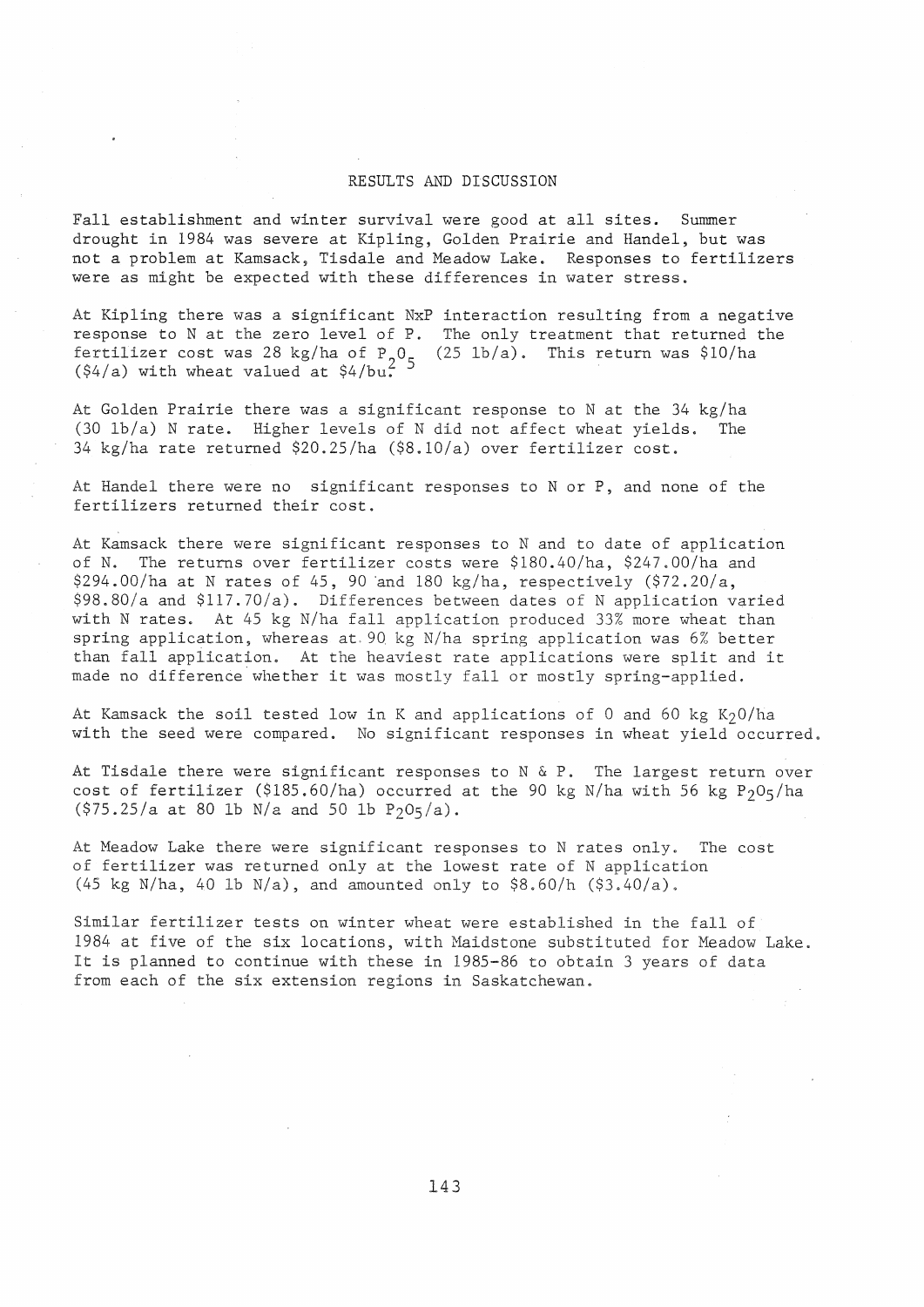## RESULTS AND DISCUSSION

Fall establishment and winter survival were good at all sites. Summer drought in 1984 was severe at Kipling, Golden Prairie and Handel, but was not a problem at Kamsack, Tisdale and Meadow Lake. Responses to fertilizers were as might be expected with these differences in water stress.

At Kipling there was a significant NxP interaction resulting from a negative response to N at the zero level of P. The only treatment that returned the fertilizer cost was 28 kg/ha of $P_2O_5$ (25 lb/a). This return was \$10/ha (\$4/a) with wheat valued at \$4/bu.

At Golden Prairie there was a significant response to N at the 34 kg/ha (30 lb/a) N rate. Higher levels of N did not affect wheat yields. The 34 kg/ha rate returned \$20.25/ha (\$8.10/a) over fertilizer cost.

At Handel there were no significant responses to N or P, and none of the fertilizers returned their cost.

At Kamsack there were significant responses to N and to date of application of N. The returns over fertilizer costs were \$180.40/ha, \$247.00/ha and \$294.00/ha at N rates of 45, 90 and 180 kg/ha, respectively (\$72.20/a, \$98.80/a and \$117.70/a). Differences between dates of N application varied with N rates. At 45 kg N/ha fall application produced 33% more wheat than spring application, whereas at 90 kg N/ha spring application was 6% better than fall application. At the heaviest rate applications were split and it made no difference whether it was mostly fall or mostly spring-applied.

At Kamsack the soil tested low in K and applications of 0 and 60 kg $K_2O$/ha with the seed were compared. No significant responses in wheat yield occurred.

At Tisdale there were significant responses to N & P. The largest return over cost of fertilizer (\$185.60/ha) occurred at the 90 kg N/ha with 56 kg $P_2O_5$/ha (\$75.25/a at 80 lb N/a and 50 lb $P_2O_5$/a).

At Meadow Lake there were significant responses to N rates only. The cost of fertilizer was returned only at the lowest rate of N application (45 kg N/ha, 40 lb N/a), and amounted only to \$8.60/h (\$3.40/a).

Similar fertilizer tests on winter wheat were established in the fall of 1984 at five of the six locations, with Maidstone substituted for Meadow Lake. It is planned to continue with these in 1985-86 to obtain 3 years of data from each of the six extension regions in Saskatchewan.